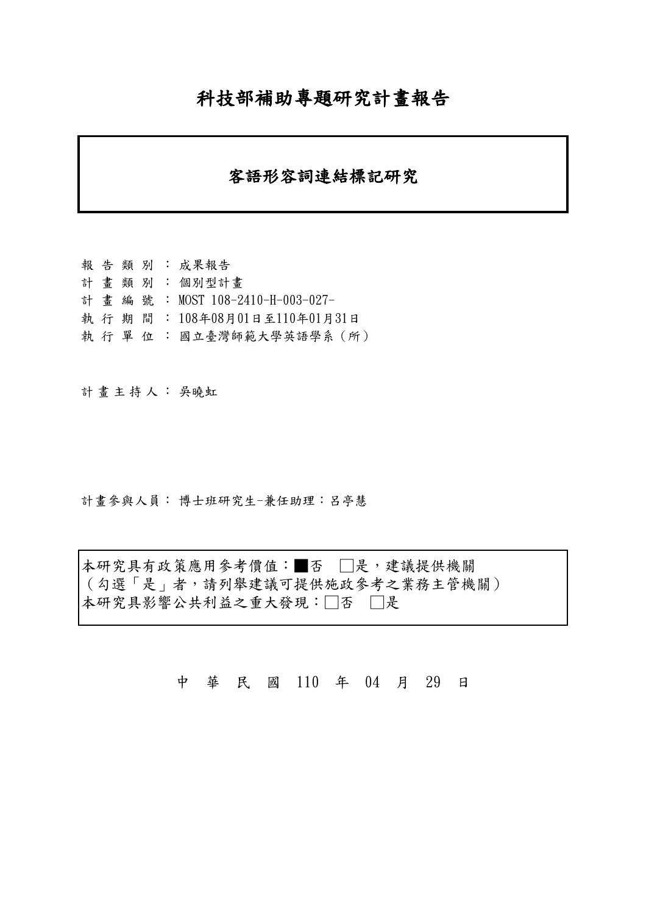# 科技部補助專題研究計畫報告

## 客語形容詞連結標記研究

報 告 類 別 ： 成果報告
計 畫 類 別 ： 個別型計畫
計 畫 編 號 ： MOST 108-2410-H-003-027-
執 行 期 間 ： 108年08月01日至110年01月31日
執 行 單 位 ： 國立臺灣師範大學英語學系（所）

計 畫 主 持 人 ： 吳曉虹

計畫參與人員： 博士班研究生-兼任助理：呂亭慧

本研究具有政策應用參考價值：■否 □是，建議提供機關
（勾選「是」者，請列舉建議可提供施政參考之業務主管機關）
本研究具影響公共利益之重大發現：□否 □是

中 華 民 國 110 年 04 月 29 日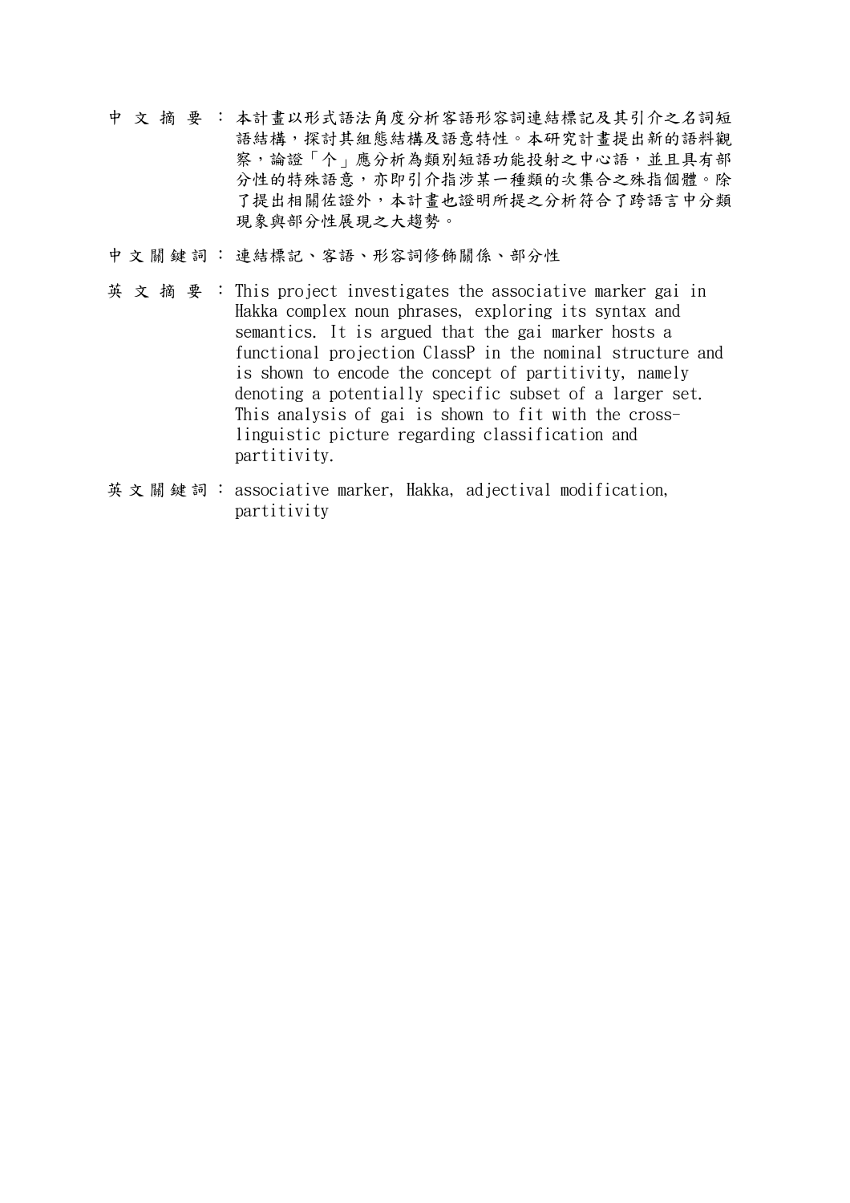中 文 摘 要 ： 本計畫以形式語法角度分析客語形容詞連結標記及其引介之名詞短語結構，探討其組態結構及語意特性。本研究計畫提出新的語料觀察，論證「个」應分析為類別短語功能投射之中心語，並且具有部分性的特殊語意，亦即引介指涉某一種類的次集合之殊指個體。除了提出相關佐證外，本計畫也證明所提之分析符合了跨語言中分類現象與部分性展現之大趨勢。

中 文 關 鍵 詞 ： 連結標記、客語、形容詞修飾關係、部分性

英 文 摘 要 ： This project investigates the associative marker gai in Hakka complex noun phrases, exploring its syntax and semantics. It is argued that the gai marker hosts a functional projection ClassP in the nominal structure and is shown to encode the concept of partitivity, namely denoting a potentially specific subset of a larger set. This analysis of gai is shown to fit with the cross-linguistic picture regarding classification and partitivity.

英 文 關 鍵 詞 ： associative marker, Hakka, adjectival modification, partitivity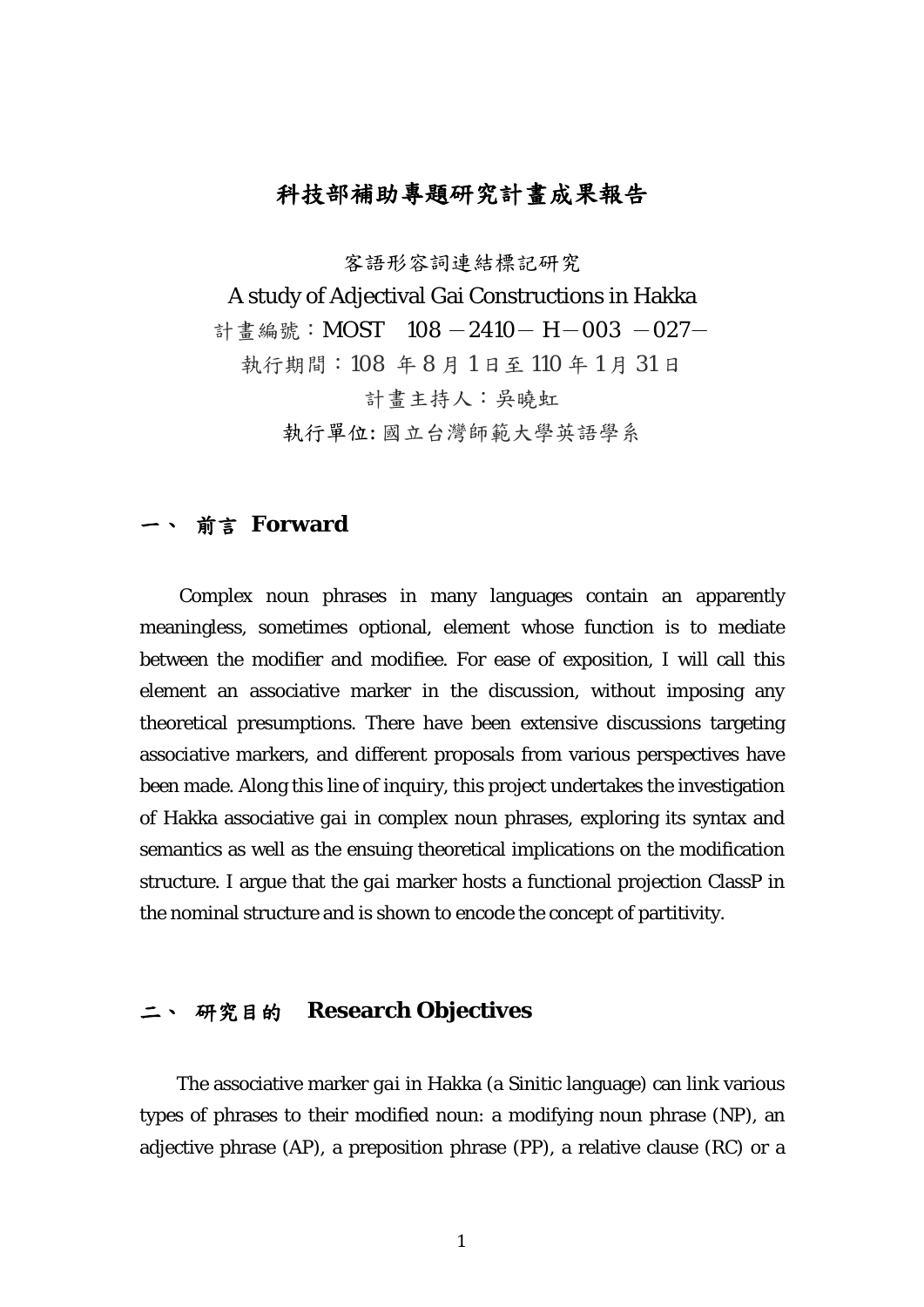# 科技部補助專題研究計畫成果報告

客語形容詞連結標記研究

A study of Adjectival Gai Constructions in Hakka

計畫編號：MOST　108 －2410－ H－003 －027－

執行期間：108 年 8 月 1 日至 110 年 1 月 31 日

計畫主持人：吳曉虹

執行單位: 國立台灣師範大學英語學系

## 一、 前言 Forward

Complex noun phrases in many languages contain an apparently meaningless, sometimes optional, element whose function is to mediate between the modifier and modifiee. For ease of exposition, I will call this element an associative marker in the discussion, without imposing any theoretical presumptions. There have been extensive discussions targeting associative markers, and different proposals from various perspectives have been made. Along this line of inquiry, this project undertakes the investigation of Hakka associative *gai* in complex noun phrases, exploring its syntax and semantics as well as the ensuing theoretical implications on the modification structure. I argue that the gai marker hosts a functional projection ClassP in the nominal structure and is shown to encode the concept of partitivity.

## 二、 研究目的 Research Objectives

The associative marker gai in Hakka (a Sinitic language) can link various types of phrases to their modified noun: a modifying noun phrase (NP), an adjective phrase (AP), a preposition phrase (PP), a relative clause (RC) or a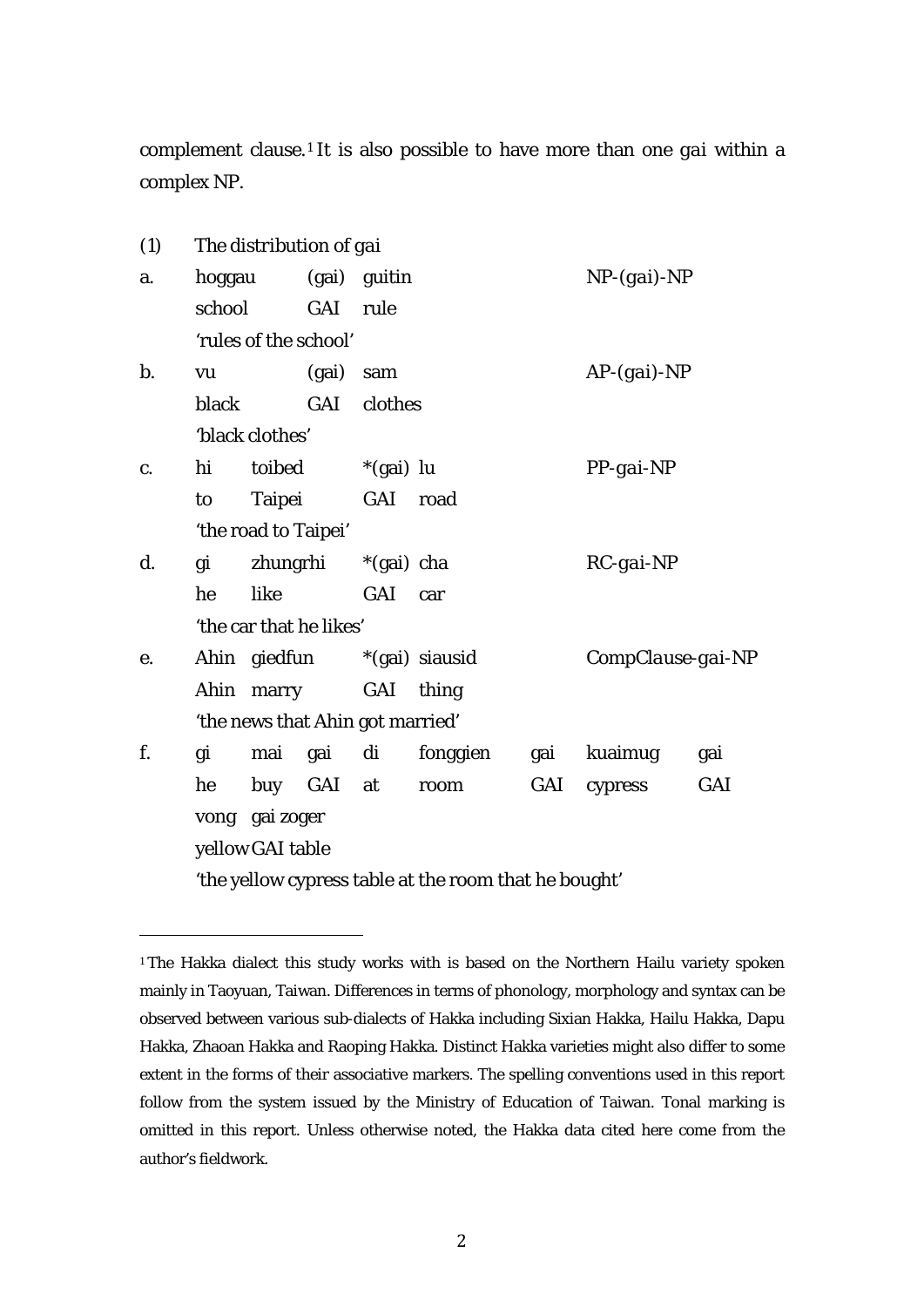complement clause.[1] It is also possible to have more than one *gai* within a complex NP.

(1) The distribution of *gai*

a. hoggau (gai) guitin — NP-(*gai*)-NP
   school GAI rule
   'rules of the school'

b. vu (gai) sam — AP-(*gai*)-NP
   black GAI clothes
   'black clothes'

c. hi toibed *(gai) lu — PP-*gai*-NP
   to Taipei GAI road
   'the road to Taipei'

d. gi zhungrhi *(gai) cha — RC-*gai*-NP
   he like GAI car
   'the car that he likes'

e. Ahin giedfun *(gai) siausid — CompClause-*gai*-NP
   Ahin marry GAI thing
   'the news that Ahin got married'

f. gi mai gai di fonggien gai kuaimug gai vong gai zoger
   he buy GAI at room GAI cypress GAI yellow GAI table
   'the yellow cypress table at the room that he bought'

---

[1] The Hakka dialect this study works with is based on the Northern Hailu variety spoken mainly in Taoyuan, Taiwan. Differences in terms of phonology, morphology and syntax can be observed between various sub-dialects of Hakka including Sixian Hakka, Hailu Hakka, Dapu Hakka, Zhaoan Hakka and Raoping Hakka. Distinct Hakka varieties might also differ to some extent in the forms of their associative markers. The spelling conventions used in this report follow from the system issued by the Ministry of Education of Taiwan. Tonal marking is omitted in this report. Unless otherwise noted, the Hakka data cited here come from the author's fieldwork.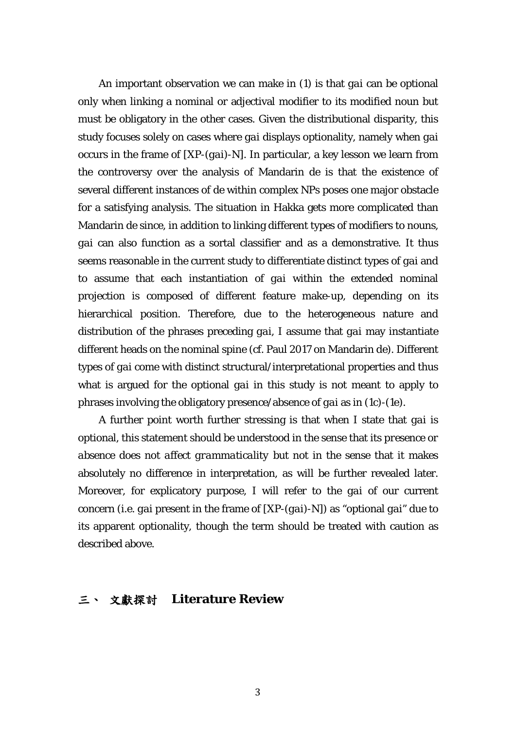An important observation we can make in (1) is that *gai* can be optional only when linking a nominal or adjectival modifier to its modified noun but must be obligatory in the other cases. Given the distributional disparity, this study focuses solely on cases where *gai* displays optionality, namely when *gai* occurs in the frame of [XP-(*gai*)-N]. In particular, a key lesson we learn from the controversy over the analysis of Mandarin *de* is that the existence of several different instances of *de* within complex NPs poses one major obstacle for a satisfying analysis. The situation in Hakka gets more complicated than Mandarin *de* since, in addition to linking different types of modifiers to nouns, *gai* can also function as a sortal classifier and as a demonstrative. It thus seems reasonable in the current study to differentiate distinct types of *gai* and to assume that each instantiation of *gai* within the extended nominal projection is composed of different feature make-up, depending on its hierarchical position. Therefore, due to the heterogeneous nature and distribution of the phrases preceding *gai*, I assume that *gai* may instantiate different heads on the nominal spine (cf. Paul 2017 on Mandarin *de*). Different types of *gai* come with distinct structural/interpretational properties and thus what is argued for the optional *gai* in this study is not meant to apply to phrases involving the obligatory presence/absence of *gai* as in (1c)-(1e).

A further point worth further stressing is that when I state that *gai* is optional, this statement should be understood in the sense that its *presence or absence does not affect grammaticality* but not in the sense that it makes absolutely no difference in interpretation, as will be further revealed later. Moreover, for explicatory purpose, I will refer to the *gai* of our current concern (i.e. *gai* present in the frame of [XP-(*gai*)-N]) as "optional *gai*" due to its apparent optionality, though the term should be treated with caution as described above.

## 三、 文獻探討 **Literature Review**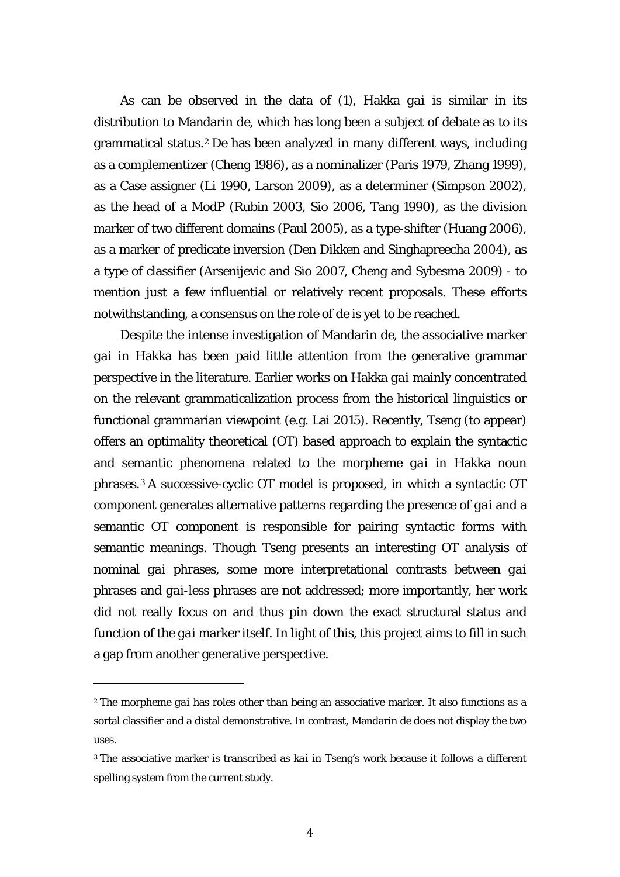As can be observed in the data of (1), Hakka *gai* is similar in its distribution to Mandarin de, which has long been a subject of debate as to its grammatical status.[2] De has been analyzed in many different ways, including as a complementizer (Cheng 1986), as a nominalizer (Paris 1979, Zhang 1999), as a Case assigner (Li 1990, Larson 2009), as a determiner (Simpson 2002), as the head of a ModP (Rubin 2003, Sio 2006, Tang 1990), as the division marker of two different domains (Paul 2005), as a type-shifter (Huang 2006), as a marker of predicate inversion (Den Dikken and Singhapreecha 2004), as a type of classifier (Arsenijevic and Sio 2007, Cheng and Sybesma 2009) - to mention just a few influential or relatively recent proposals. These efforts notwithstanding, a consensus on the role of de is yet to be reached.

Despite the intense investigation of Mandarin de, the associative marker *gai* in Hakka has been paid little attention from the generative grammar perspective in the literature. Earlier works on Hakka *gai* mainly concentrated on the relevant grammaticalization process from the historical linguistics or functional grammarian viewpoint (e.g. Lai 2015). Recently, Tseng (to appear) offers an optimality theoretical (OT) based approach to explain the syntactic and semantic phenomena related to the morpheme *gai* in Hakka noun phrases.[3] A successive-cyclic OT model is proposed, in which a syntactic OT component generates alternative patterns regarding the presence of *gai* and a semantic OT component is responsible for pairing syntactic forms with semantic meanings. Though Tseng presents an interesting OT analysis of nominal *gai* phrases, some more interpretational contrasts between *gai* phrases and *gai*-less phrases are not addressed; more importantly, her work did not really focus on and thus pin down the exact structural status and function of the *gai* marker itself. In light of this, this project aims to fill in such a gap from another generative perspective.

---

[2] The morpheme *gai* has roles other than being an associative marker. It also functions as a sortal classifier and a distal demonstrative. In contrast, Mandarin de does not display the two uses.

[3] The associative marker is transcribed as *kai* in Tseng's work because it follows a different spelling system from the current study.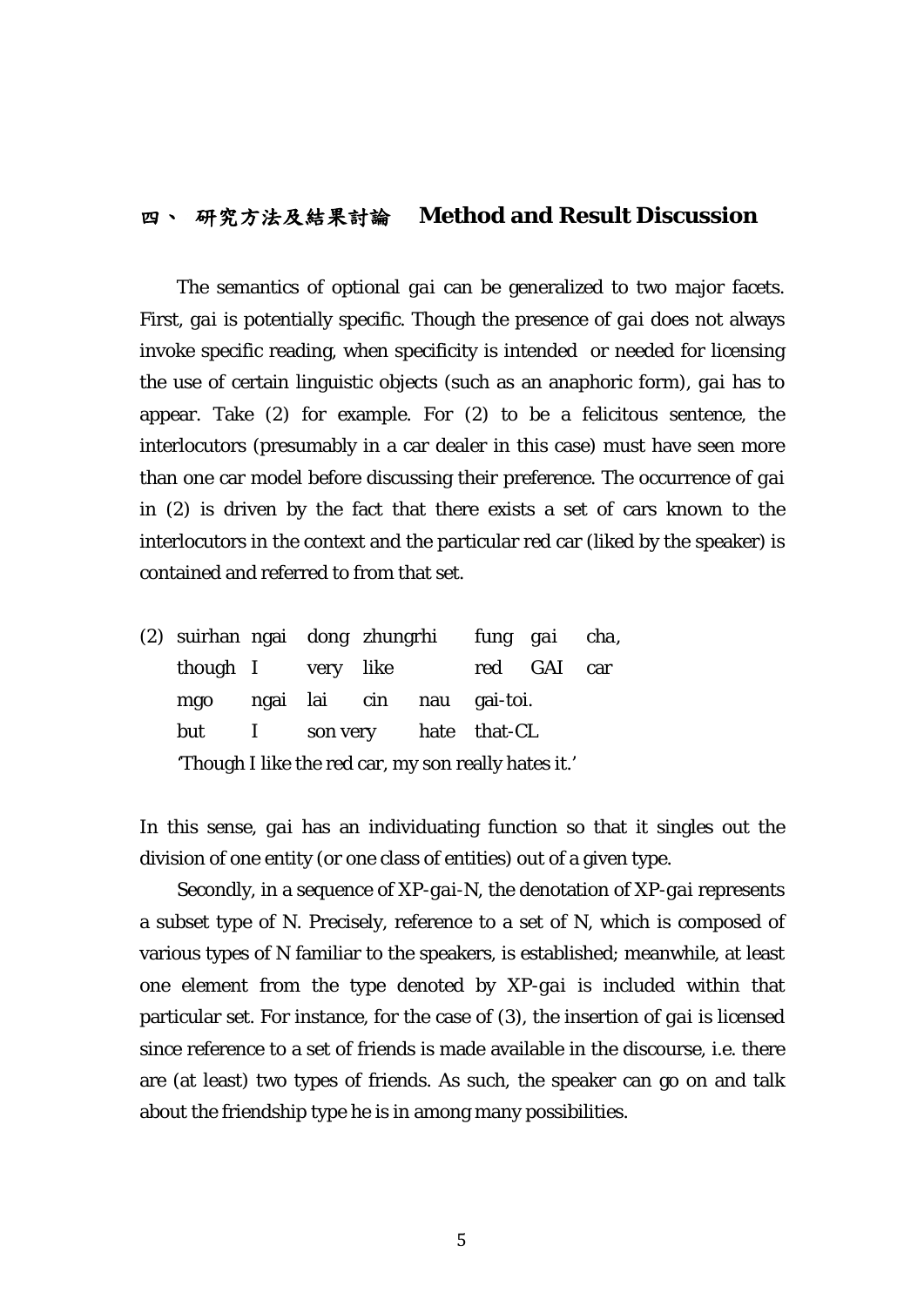## 四、 研究方法及結果討論 **Method and Result Discussion**

The semantics of optional *gai* can be generalized to two major facets. First, *gai* is potentially specific. Though the presence of *gai* does not always invoke specific reading, when specificity is intended or needed for licensing the use of certain linguistic objects (such as an anaphoric form), *gai* has to appear. Take (2) for example. For (2) to be a felicitous sentence, the interlocutors (presumably in a car dealer in this case) must have seen more than one car model before discussing their preference. The occurrence of *gai* in (2) is driven by the fact that there exists a set of cars known to the interlocutors in the context and the particular red car (liked by the speaker) is contained and referred to from that set.

(2) suirhan ngai dong zhungrhi fung *gai* cha,
    though I very like red GAI car
    mgo ngai lai cin nau gai-toi.
    but I son very hate that-CL
    'Though I like the red car, my son really hates it.'

In this sense, *gai* has an individuating function so that it singles out the division of one entity (or one class of entities) out of a given type.

Secondly, in a sequence of XP-*gai*-N, the denotation of XP-*gai* represents a subset type of N. Precisely, reference to a set of N, which is composed of various types of N familiar to the speakers, is established; meanwhile, at least one element from the type denoted by XP-*gai* is included within that particular set. For instance, for the case of (3), the insertion of *gai* is licensed since reference to a set of friends is made available in the discourse, i.e. there are (at least) two types of friends. As such, the speaker can go on and talk about the friendship type he is in among many possibilities.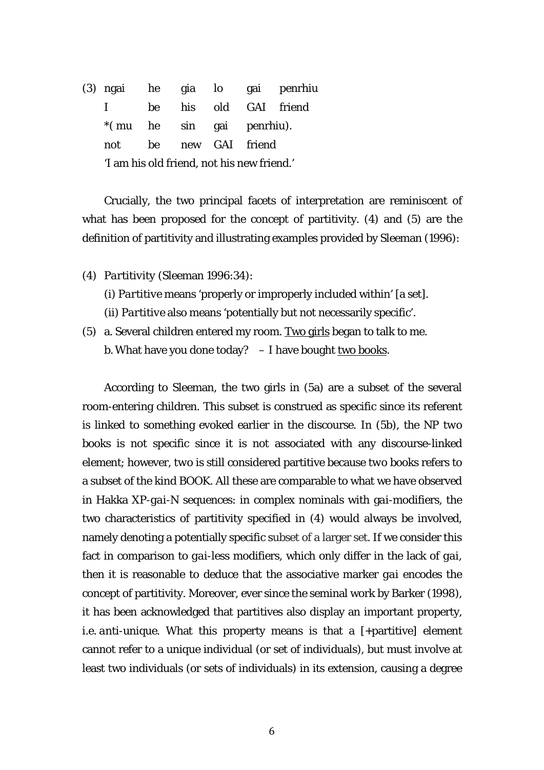(3) ngai he gia lo gai penrhiu
    I be his old GAI friend
    *( mu he sin gai penrhiu).
    not be new GAI friend
    'I am his old friend, not his new friend.'

Crucially, the two principal facets of interpretation are reminiscent of what has been proposed for the concept of partitivity. (4) and (5) are the definition of partitivity and illustrating examples provided by Sleeman (1996):

(4) *Partitivity* (Sleeman 1996:34):
    (i) *Partitive* means 'properly or improperly included within' [a set].
    (ii) *Partitive* also means 'potentially but not necessarily specific'.

(5) a. Several children entered my room. <u>Two girls</u> began to talk to me.
    b. What have you done today? – I have bought <u>two books</u>.

According to Sleeman, the two girls in (5a) are a subset of the several room-entering children. This subset is construed as specific since its referent is linked to something evoked earlier in the discourse. In (5b), the NP *two books* is not specific since it is not associated with any discourse-linked element; however, *two* is still considered partitive because *two books* refers to a subset of the kind BOOK. All these are comparable to what we have observed in Hakka XP-*gai*-N sequences: in complex nominals with *gai*-modifiers, the two characteristics of partitivity specified in (4) would always be involved, namely denoting a potentially specific subset of a larger set. If we consider this fact in comparison to *gai*-less modifiers, which only differ in the lack of *gai*, then it is reasonable to deduce that the associative marker *gai* encodes the concept of partitivity. Moreover, ever since the seminal work by Barker (1998), it has been acknowledged that partitives also display an important property, i.e. *anti-unique*. What this property means is that a [+partitive] element cannot refer to a unique individual (or set of individuals), but must involve at least two individuals (or sets of individuals) in its extension, causing a degree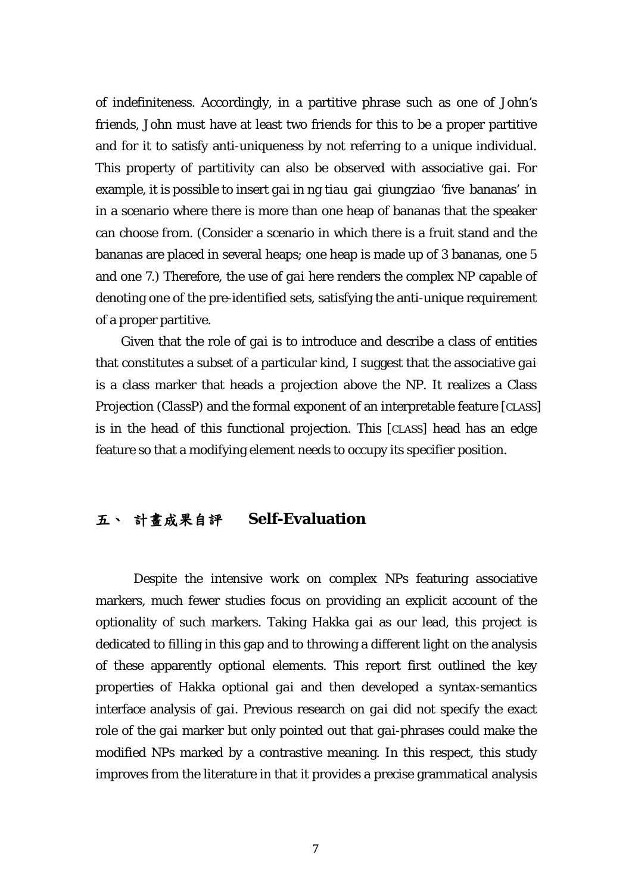of indefiniteness. Accordingly, in a partitive phrase such as one of John's friends, John must have at least two friends for this to be a proper partitive and for it to satisfy anti-uniqueness by not referring to a unique individual. This property of partitivity can also be observed with associative *gai*. For example, it is possible to insert *gai* in *ng tiau gai giungziao* 'five bananas' in in a scenario where there is more than one heap of bananas that the speaker can choose from. (Consider a scenario in which there is a fruit stand and the bananas are placed in several heaps; one heap is made up of 3 bananas, one 5 and one 7.) Therefore, the use of *gai* here renders the complex NP capable of denoting one of the pre-identified sets, satisfying the anti-unique requirement of a proper partitive.

Given that the role of *gai* is to introduce and describe a class of entities that constitutes a subset of a particular kind, I suggest that the associative *gai* is a class marker that heads a projection above the NP. It realizes a Class Projection (ClassP) and the formal exponent of an interpretable feature [CLASS] is in the head of this functional projection. This [CLASS] head has an edge feature so that a modifying element needs to occupy its specifier position.

## 五、 計畫成果自評 **Self-Evaluation**

Despite the intensive work on complex NPs featuring associative markers, much fewer studies focus on providing an explicit account of the optionality of such markers. Taking Hakka *gai* as our lead, this project is dedicated to filling in this gap and to throwing a different light on the analysis of these apparently optional elements. This report first outlined the key properties of Hakka optional *gai* and then developed a syntax-semantics interface analysis of *gai*. Previous research on *gai* did not specify the exact role of the *gai* marker but only pointed out that *gai*-phrases could make the modified NPs marked by a contrastive meaning. In this respect, this study improves from the literature in that it provides a precise grammatical analysis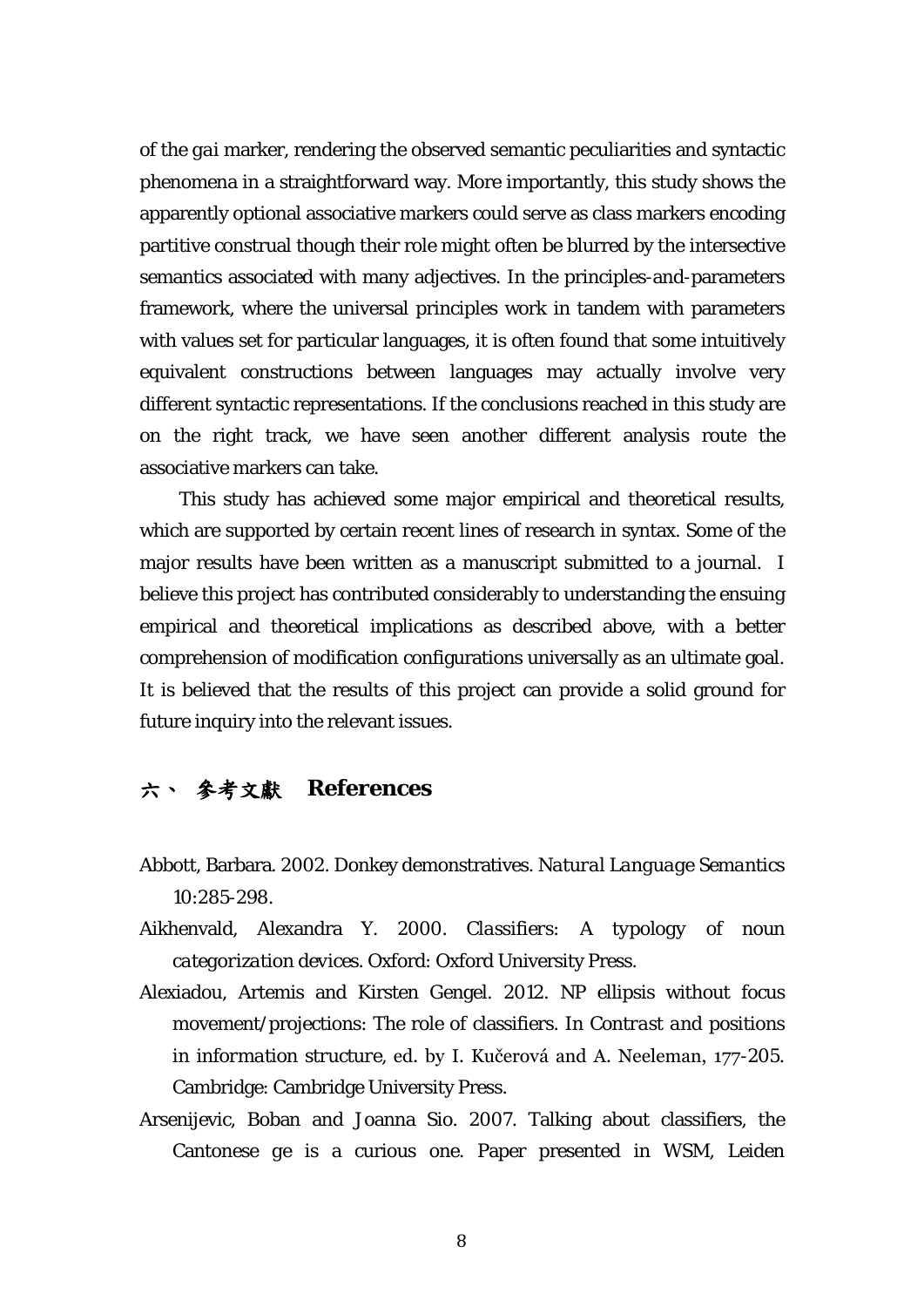of the *gai* marker, rendering the observed semantic peculiarities and syntactic phenomena in a straightforward way. More importantly, this study shows the apparently optional associative markers could serve as class markers encoding partitive construal though their role might often be blurred by the intersective semantics associated with many adjectives. In the principles-and-parameters framework, where the universal principles work in tandem with parameters with values set for particular languages, it is often found that some intuitively equivalent constructions between languages may actually involve very different syntactic representations. If the conclusions reached in this study are on the right track, we have seen another different analysis route the associative markers can take.

This study has achieved some major empirical and theoretical results, which are supported by certain recent lines of research in syntax. Some of the major results have been written as a manuscript submitted to a journal. I believe this project has contributed considerably to understanding the ensuing empirical and theoretical implications as described above, with a better comprehension of modification configurations universally as an ultimate goal. It is believed that the results of this project can provide a solid ground for future inquiry into the relevant issues.

## 六、 參考文獻 **References**

Abbott, Barbara. 2002. Donkey demonstratives. *Natural Language Semantics* 10:285-298.

Aikhenvald, Alexandra Y. 2000. *Classifiers: A typology of noun categorization devices*. Oxford: Oxford University Press.

Alexiadou, Artemis and Kirsten Gengel. 2012. NP ellipsis without focus movement/projections: The role of classifiers. In *Contrast and positions in information structure*, ed. by I. Kučerová and A. Neeleman, 177-205. Cambridge: Cambridge University Press.

Arsenijevic, Boban and Joanna Sio. 2007. Talking about classifiers, the Cantonese *ge* is a curious one. Paper presented in WSM, Leiden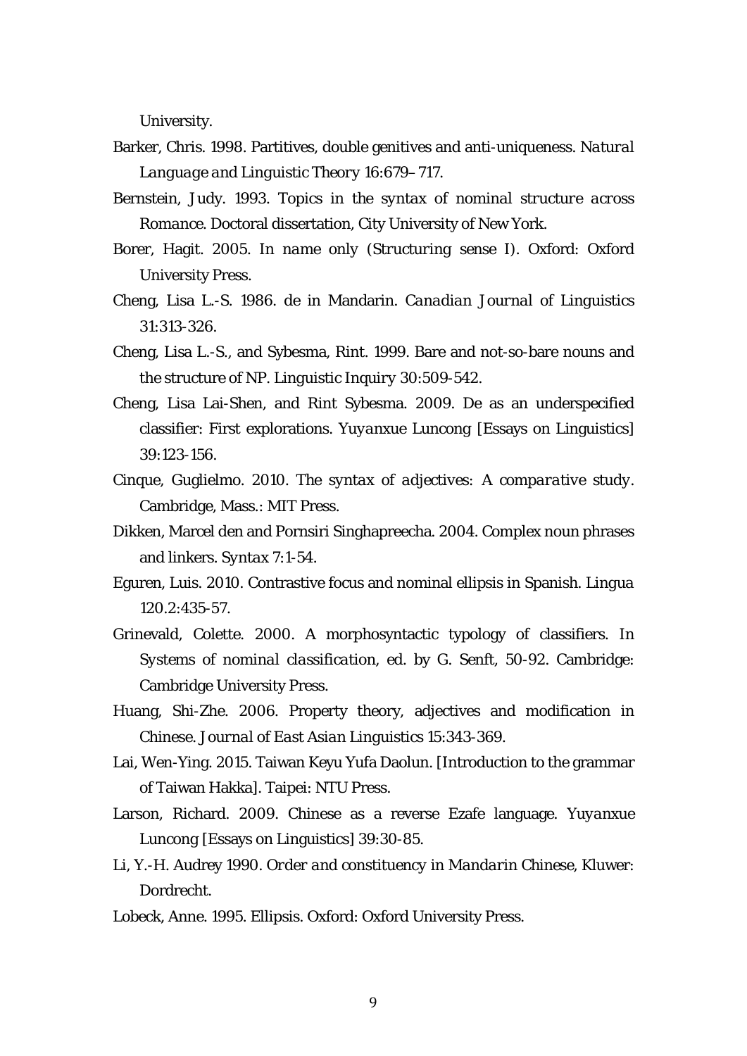University.

Barker, Chris. 1998. Partitives, double genitives and anti-uniqueness. *Natural Language and Linguistic Theory* 16:679–717.

Bernstein, Judy. 1993. Topics in the syntax of nominal structure across Romance. Doctoral dissertation, City University of New York.

Borer, Hagit. 2005. *In name only (Structuring sense I)*. Oxford: Oxford University Press.

Cheng, Lisa L.-S. 1986. de in Mandarin. *Canadian Journal of Linguistics* 31:313-326.

Cheng, Lisa L.-S., and Sybesma, Rint. 1999. Bare and not-so-bare nouns and the structure of NP. Linguistic Inquiry 30:509-542.

Cheng, Lisa Lai-Shen, and Rint Sybesma. 2009. De as an underspecified classifier: First explorations. *Yuyanxue Luncong* [Essays on Linguistics] 39:123-156.

Cinque, Guglielmo. 2010. *The syntax of adjectives: A comparative study*. Cambridge, Mass.: MIT Press.

Dikken, Marcel den and Pornsiri Singhapreecha. 2004. Complex noun phrases and linkers. *Syntax* 7:1-54.

Eguren, Luis. 2010. Contrastive focus and nominal ellipsis in Spanish. Lingua 120.2:435-57.

Grinevald, Colette. 2000. A morphosyntactic typology of classifiers. In *Systems of nominal classification*, ed. by G. Senft, 50-92. Cambridge: Cambridge University Press.

Huang, Shi-Zhe. 2006. Property theory, adjectives and modification in Chinese. *Journal of East Asian Linguistics* 15:343-369.

Lai, Wen-Ying. 2015. Taiwan Keyu Yufa Daolun. [Introduction to the grammar of Taiwan Hakka]. Taipei: NTU Press.

Larson, Richard. 2009. Chinese as a reverse Ezafe language. *Yuyanxue Luncong* [Essays on Linguistics] 39:30-85.

Li, Y.-H. Audrey 1990. *Order and constituency in Mandarin Chinese*, Kluwer: Dordrecht.

Lobeck, Anne. 1995. Ellipsis. Oxford: Oxford University Press.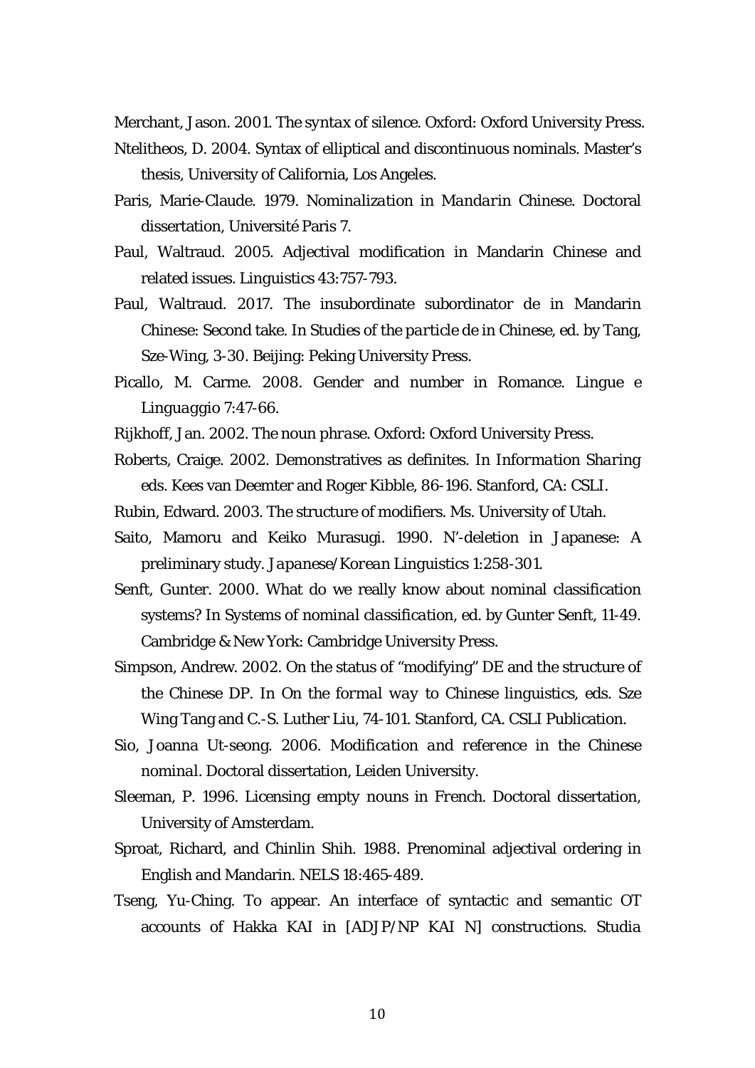Merchant, Jason. 2001. *The syntax of silence*. Oxford: Oxford University Press.

Ntelitheos, D. 2004. Syntax of elliptical and discontinuous nominals. Master's thesis, University of California, Los Angeles.

Paris, Marie-Claude. 1979. *Nominalization in Mandarin Chinese*. Doctoral dissertation, Université Paris 7.

Paul, Waltraud. 2005. Adjectival modification in Mandarin Chinese and related issues. Linguistics 43:757-793.

Paul, Waltraud. 2017. The insubordinate subordinator de in Mandarin Chinese: Second take. In *Studies of the particle de in Chinese*, ed. by Tang, Sze-Wing, 3-30. Beijing: Peking University Press.

Picallo, M. Carme. 2008. Gender and number in Romance. *Lingue e Linguaggio* 7:47-66.

Rijkhoff, Jan. 2002. *The noun phrase*. Oxford: Oxford University Press.

Roberts, Craige. 2002. Demonstratives as definites. In *Information Sharing* eds. Kees van Deemter and Roger Kibble, 86-196. Stanford, CA: CSLI.

Rubin, Edward. 2003. The structure of modifiers. Ms. University of Utah.

Saito, Mamoru and Keiko Murasugi. 1990. N'-deletion in Japanese: A preliminary study. *Japanese/Korean Linguistics* 1:258-301.

Senft, Gunter. 2000. What do we really know about nominal classification systems? In *Systems of nominal classification*, ed. by Gunter Senft, 11-49. Cambridge & New York: Cambridge University Press.

Simpson, Andrew. 2002. On the status of "modifying" DE and the structure of the Chinese DP. In *On the formal way to Chinese linguistics*, eds. Sze Wing Tang and C.-S. Luther Liu, 74-101. Stanford, CA. CSLI Publication.

Sio, Joanna Ut-seong. 2006. *Modification and reference in the Chinese nominal*. Doctoral dissertation, Leiden University.

Sleeman, P. 1996. Licensing empty nouns in French. Doctoral dissertation, University of Amsterdam.

Sproat, Richard, and Chinlin Shih. 1988. Prenominal adjectival ordering in English and Mandarin. NELS 18:465-489.

Tseng, Yu-Ching. To appear. An interface of syntactic and semantic OT accounts of Hakka KAI in [ADJP/NP KAI N] constructions. Studia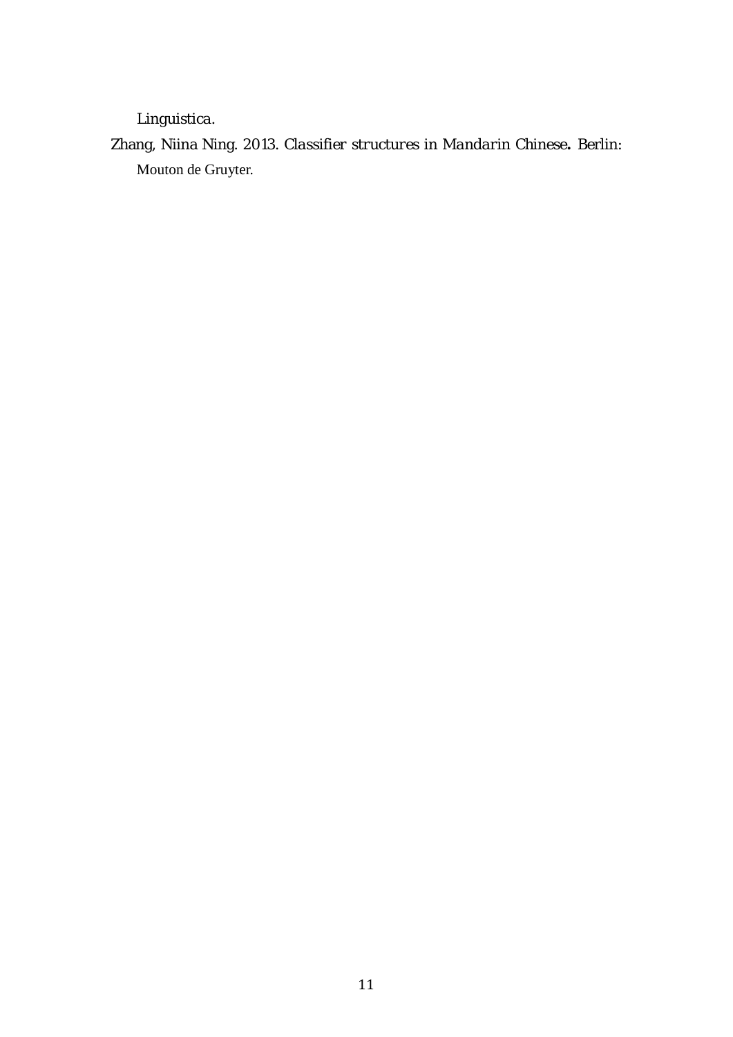Linguistica.

Zhang, Niina Ning. 2013. *Classifier structures in Mandarin Chinese*. Berlin: Mouton de Gruyter.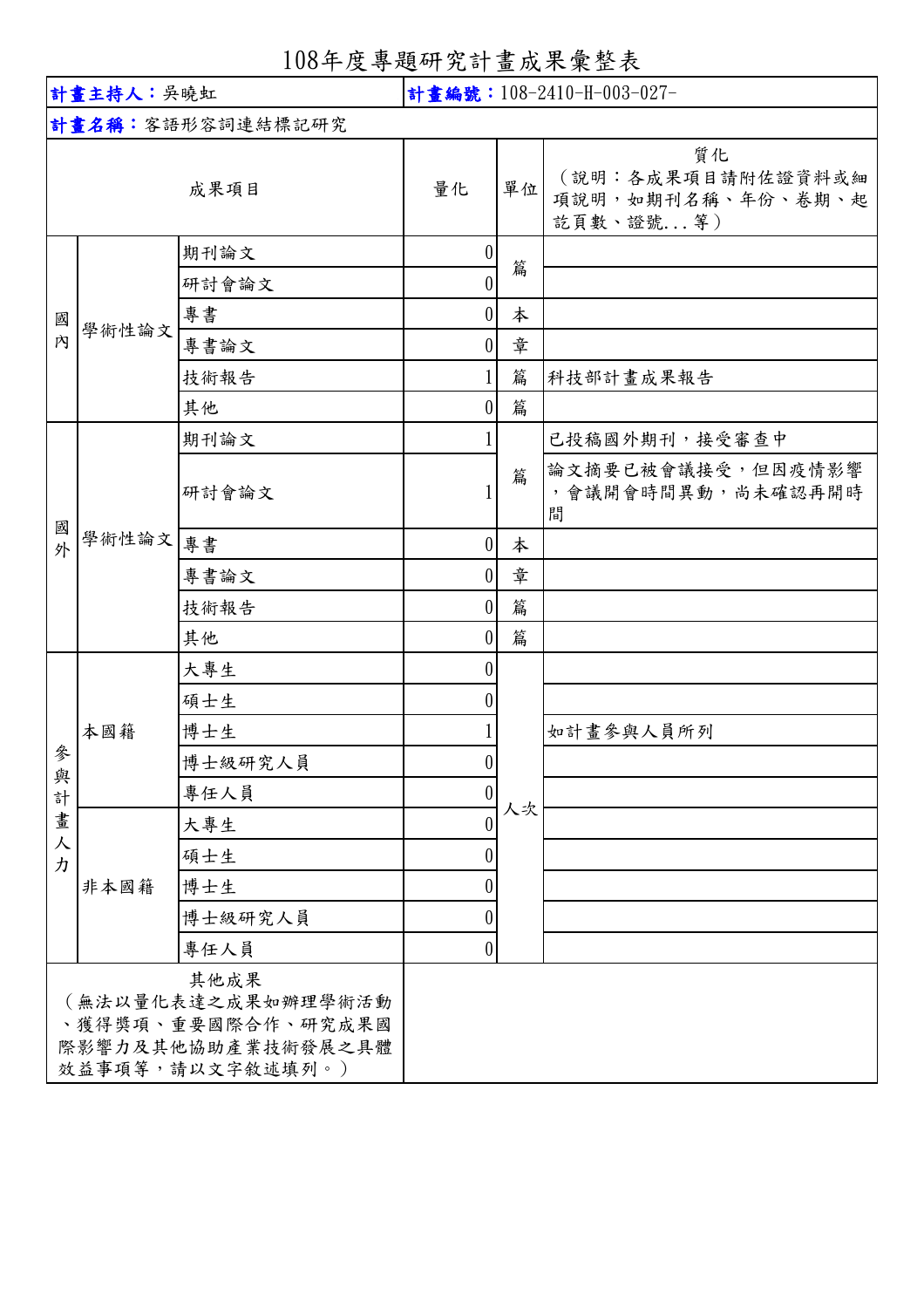# 108年度專題研究計畫成果彙整表

| | | | | | |
|---|---|---|---|---|---|
| **計畫主持人：**吳曉虹 | | | **計畫編號：**108-2410-H-003-027- | | |
| **計畫名稱：**客語形容詞連結標記研究 | | | | | |
| 成果項目 | | | 量化 | 單位 | 質化（說明：各成果項目請附佐證資料或細項說明，如期刊名稱、年份、卷期、起訖頁數、證號...等） |
| 國內 | 學術性論文 | 期刊論文 | 0 | 篇 | |
| | | 研討會論文 | 0 | 篇 | |
| | | 專書 | 0 | 本 | |
| | | 專書論文 | 0 | 章 | |
| | | 技術報告 | 1 | 篇 | 科技部計畫成果報告 |
| | | 其他 | 0 | 篇 | |
| 國外 | 學術性論文 | 期刊論文 | 1 | 篇 | 已投稿國外期刊，接受審查中 |
| | | 研討會論文 | 1 | 篇 | 論文摘要已被會議接受，但因疫情影響，會議開會時間異動，尚未確認再開時間 |
| | | 專書 | 0 | 本 | |
| | | 專書論文 | 0 | 章 | |
| | | 技術報告 | 0 | 篇 | |
| | | 其他 | 0 | 篇 | |
| 參與計畫人力 | 本國籍 | 大專生 | 0 | 人次 | |
| | | 碩士生 | 0 | 人次 | |
| | | 博士生 | 1 | 人次 | 如計畫參與人員所列 |
| | | 博士級研究人員 | 0 | 人次 | |
| | | 專任人員 | 0 | 人次 | |
| | 非本國籍 | 大專生 | 0 | 人次 | |
| | | 碩士生 | 0 | 人次 | |
| | | 博士生 | 0 | 人次 | |
| | | 博士級研究人員 | 0 | 人次 | |
| | | 專任人員 | 0 | 人次 | |
| 其他成果（無法以量化表達之成果如辦理學術活動、獲得獎項、重要國際合作、研究成果國際影響力及其他協助產業技術發展之具體效益事項等，請以文字敘述填列。） | | | | | |